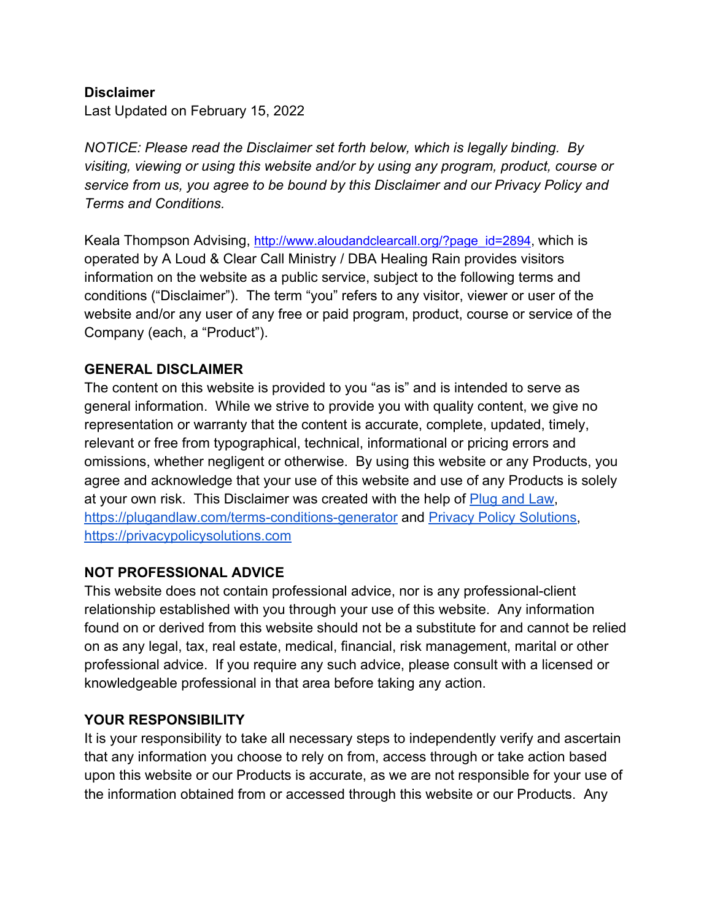**Disclaimer**

Last Updated on February 15, 2022

*NOTICE: Please read the Disclaimer set forth below, which is legally binding. By visiting, viewing or using this website and/or by using any program, product, course or service from us, you agree to be bound by this Disclaimer and our Privacy Policy and Terms and Conditions.*

Keala Thompson Advising, http://www.aloudandclearcall.org/?page_id=2894, which is operated by A Loud & Clear Call Ministry / DBA Healing Rain provides visitors information on the website as a public service, subject to the following terms and conditions ("Disclaimer"). The term "you" refers to any visitor, viewer or user of the website and/or any user of any free or paid program, product, course or service of the Company (each, a "Product").

**GENERAL DISCLAIMER**

The content on this website is provided to you "as is" and is intended to serve as general information. While we strive to provide you with quality content, we give no representation or warranty that the content is accurate, complete, updated, timely, relevant or free from typographical, technical, informational or pricing errors and omissions, whether negligent or otherwise. By using this website or any Products, you agree and acknowledge that your use of this website and use of any Products is solely at your own risk. This Disclaimer was created with the help of Plug and Law, https://plugandlaw.com/terms-conditions-generator and Privacy Policy Solutions, https://privacypolicysolutions.com

**NOT PROFESSIONAL ADVICE**

This website does not contain professional advice, nor is any professional-client relationship established with you through your use of this website. Any information found on or derived from this website should not be a substitute for and cannot be relied on as any legal, tax, real estate, medical, financial, risk management, marital or other professional advice. If you require any such advice, please consult with a licensed or knowledgeable professional in that area before taking any action.

**YOUR RESPONSIBILITY**

It is your responsibility to take all necessary steps to independently verify and ascertain that any information you choose to rely on from, access through or take action based upon this website or our Products is accurate, as we are not responsible for your use of the information obtained from or accessed through this website or our Products. Any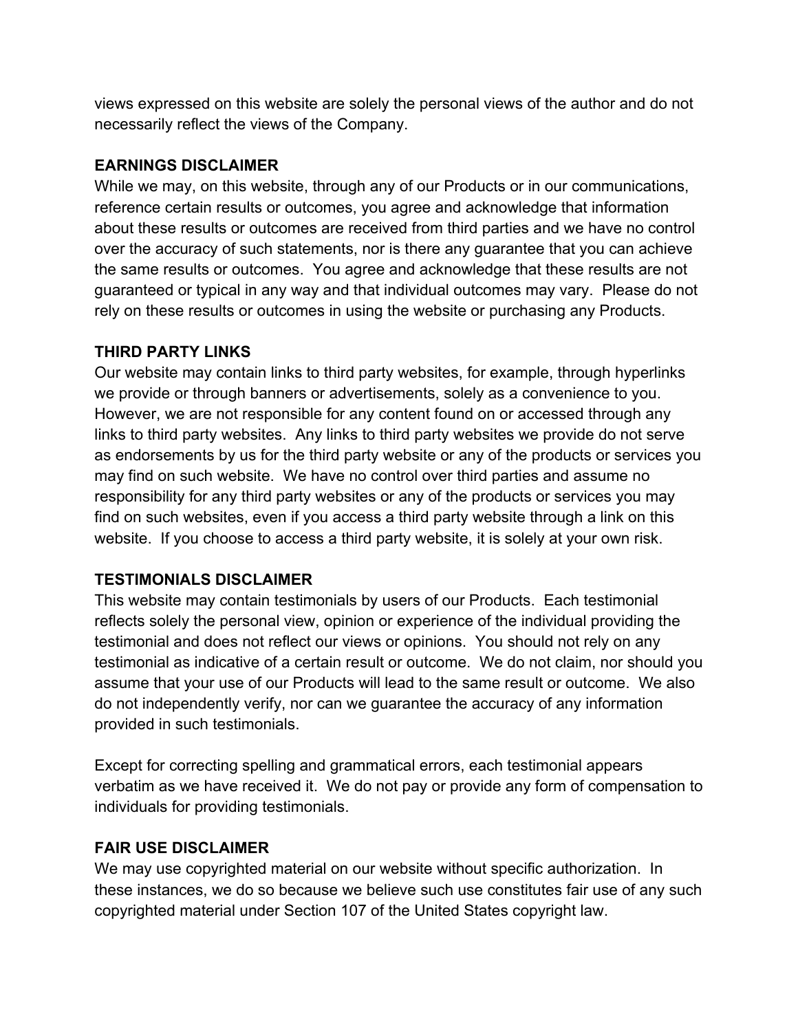views expressed on this website are solely the personal views of the author and do not necessarily reflect the views of the Company.

**EARNINGS DISCLAIMER**

While we may, on this website, through any of our Products or in our communications, reference certain results or outcomes, you agree and acknowledge that information about these results or outcomes are received from third parties and we have no control over the accuracy of such statements, nor is there any guarantee that you can achieve the same results or outcomes. You agree and acknowledge that these results are not guaranteed or typical in any way and that individual outcomes may vary. Please do not rely on these results or outcomes in using the website or purchasing any Products.

**THIRD PARTY LINKS**

Our website may contain links to third party websites, for example, through hyperlinks we provide or through banners or advertisements, solely as a convenience to you. However, we are not responsible for any content found on or accessed through any links to third party websites. Any links to third party websites we provide do not serve as endorsements by us for the third party website or any of the products or services you may find on such website. We have no control over third parties and assume no responsibility for any third party websites or any of the products or services you may find on such websites, even if you access a third party website through a link on this website. If you choose to access a third party website, it is solely at your own risk.

**TESTIMONIALS DISCLAIMER**

This website may contain testimonials by users of our Products. Each testimonial reflects solely the personal view, opinion or experience of the individual providing the testimonial and does not reflect our views or opinions. You should not rely on any testimonial as indicative of a certain result or outcome. We do not claim, nor should you assume that your use of our Products will lead to the same result or outcome. We also do not independently verify, nor can we guarantee the accuracy of any information provided in such testimonials.

Except for correcting spelling and grammatical errors, each testimonial appears verbatim as we have received it. We do not pay or provide any form of compensation to individuals for providing testimonials.

**FAIR USE DISCLAIMER**

We may use copyrighted material on our website without specific authorization. In these instances, we do so because we believe such use constitutes fair use of any such copyrighted material under Section 107 of the United States copyright law.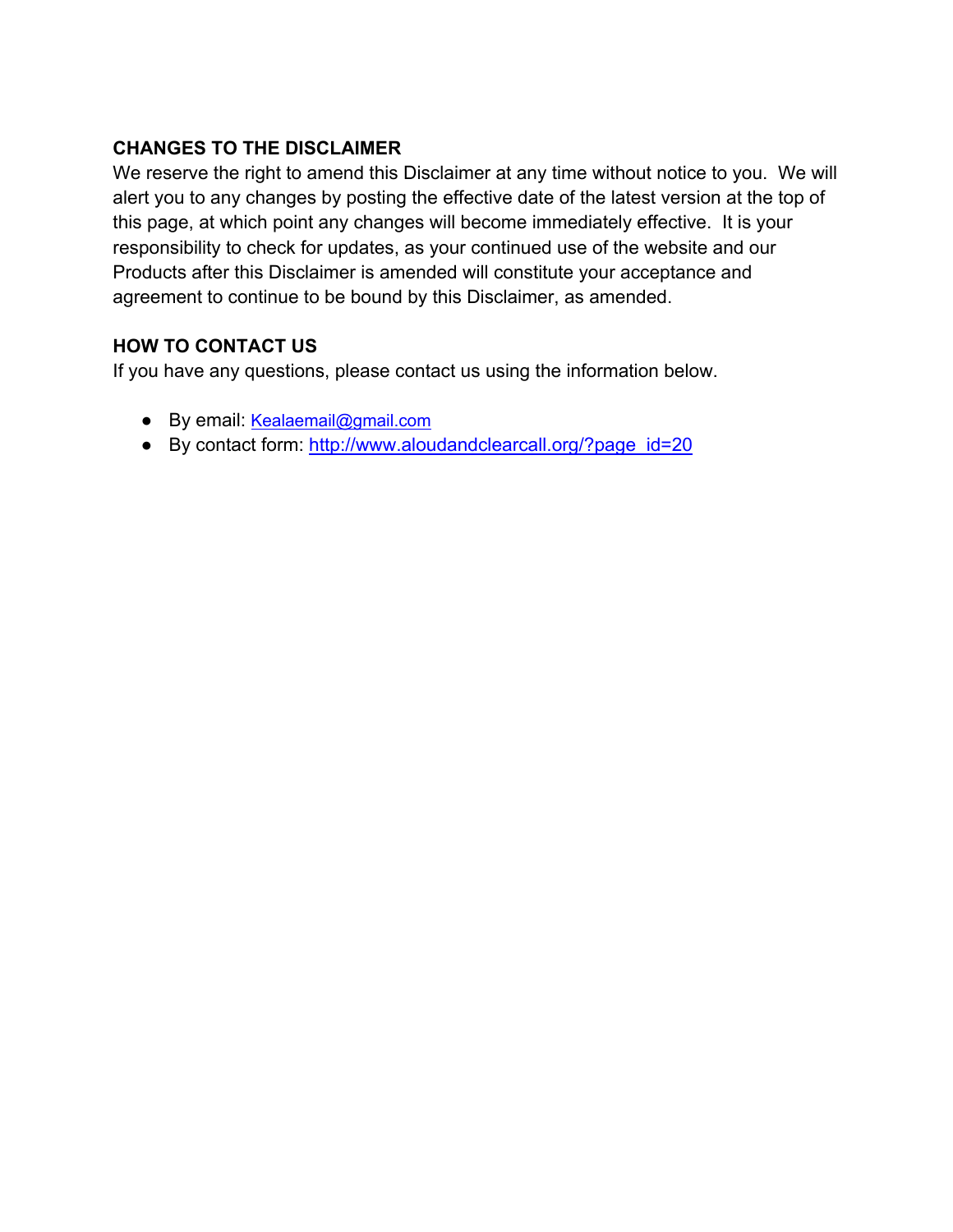**CHANGES TO THE DISCLAIMER**

We reserve the right to amend this Disclaimer at any time without notice to you. We will alert you to any changes by posting the effective date of the latest version at the top of this page, at which point any changes will become immediately effective. It is your responsibility to check for updates, as your continued use of the website and our Products after this Disclaimer is amended will constitute your acceptance and agreement to continue to be bound by this Disclaimer, as amended.

**HOW TO CONTACT US**

If you have any questions, please contact us using the information below.

- By email: Kealaemail@gmail.com
- By contact form: http://www.aloudandclearcall.org/?page_id=20